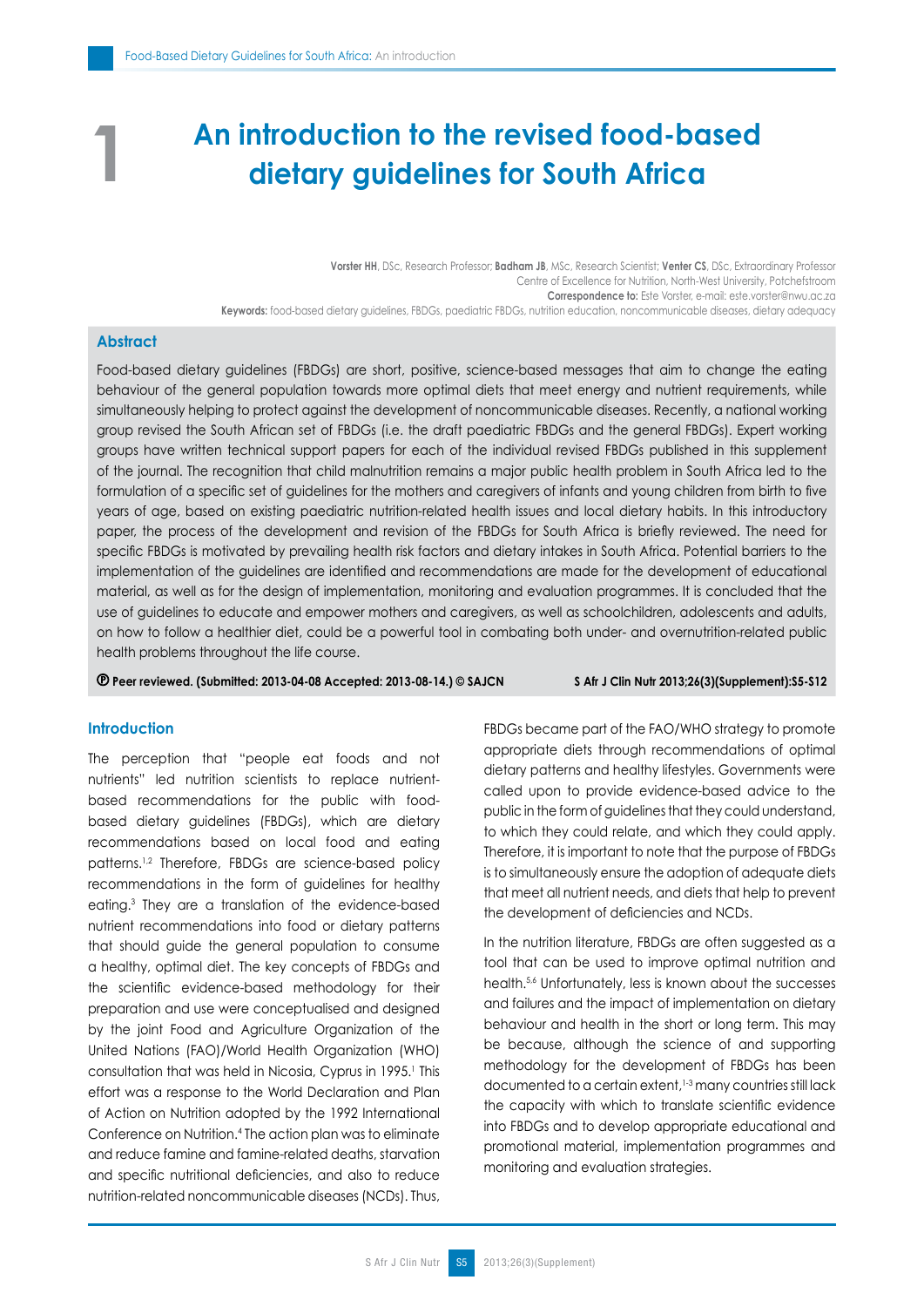# 1 An introduction to the revised food-based dietary guidelines for South Africa

**Vorster HH**, DSc, Research Professor; **Badham JB**, MSc, Research Scientist; **Venter CS**, DSc, Extraordinary Professor
Centre of Excellence for Nutrition, North-West University, Potchefstroom
**Correspondence to:** Este Vorster, e-mail: este.vorster@nwu.ac.za
**Keywords:** food-based dietary guidelines, FBDGs, paediatric FBDGs, nutrition education, noncommunicable diseases, dietary adequacy

## Abstract

Food-based dietary guidelines (FBDGs) are short, positive, science-based messages that aim to change the eating behaviour of the general population towards more optimal diets that meet energy and nutrient requirements, while simultaneously helping to protect against the development of noncommunicable diseases. Recently, a national working group revised the South African set of FBDGs (i.e. the draft paediatric FBDGs and the general FBDGs). Expert working groups have written technical support papers for each of the individual revised FBDGs published in this supplement of the journal. The recognition that child malnutrition remains a major public health problem in South Africa led to the formulation of a specific set of guidelines for the mothers and caregivers of infants and young children from birth to five years of age, based on existing paediatric nutrition-related health issues and local dietary habits. In this introductory paper, the process of the development and revision of the FBDGs for South Africa is briefly reviewed. The need for specific FBDGs is motivated by prevailing health risk factors and dietary intakes in South Africa. Potential barriers to the implementation of the guidelines are identified and recommendations are made for the development of educational material, as well as for the design of implementation, monitoring and evaluation programmes. It is concluded that the use of guidelines to educate and empower mothers and caregivers, as well as schoolchildren, adolescents and adults, on how to follow a healthier diet, could be a powerful tool in combating both under- and overnutrition-related public health problems throughout the life course.

**Ⓟ Peer reviewed. (Submitted: 2013-04-08 Accepted: 2013-08-14.) © SAJCN**

## Introduction

The perception that "people eat foods and not nutrients" led nutrition scientists to replace nutrient-based recommendations for the public with food-based dietary guidelines (FBDGs), which are dietary recommendations based on local food and eating patterns.[1,2] Therefore, FBDGs are science-based policy recommendations in the form of guidelines for healthy eating.[3] They are a translation of the evidence-based nutrient recommendations into food or dietary patterns that should guide the general population to consume a healthy, optimal diet. The key concepts of FBDGs and the scientific evidence-based methodology for their preparation and use were conceptualised and designed by the joint Food and Agriculture Organization of the United Nations (FAO)/World Health Organization (WHO) consultation that was held in Nicosia, Cyprus in 1995.[1] This effort was a response to the World Declaration and Plan of Action on Nutrition adopted by the 1992 International Conference on Nutrition.[4] The action plan was to eliminate and reduce famine and famine-related deaths, starvation and specific nutritional deficiencies, and also to reduce nutrition-related noncommunicable diseases (NCDs). Thus, FBDGs became part of the FAO/WHO strategy to promote appropriate diets through recommendations of optimal dietary patterns and healthy lifestyles. Governments were called upon to provide evidence-based advice to the public in the form of guidelines that they could understand, to which they could relate, and which they could apply. Therefore, it is important to note that the purpose of FBDGs is to simultaneously ensure the adoption of adequate diets that meet all nutrient needs, and diets that help to prevent the development of deficiencies and NCDs.

In the nutrition literature, FBDGs are often suggested as a tool that can be used to improve optimal nutrition and health.[5,6] Unfortunately, less is known about the successes and failures and the impact of implementation on dietary behaviour and health in the short or long term. This may be because, although the science of and supporting methodology for the development of FBDGs has been documented to a certain extent,[1-3] many countries still lack the capacity with which to translate scientific evidence into FBDGs and to develop appropriate educational and promotional material, implementation programmes and monitoring and evaluation strategies.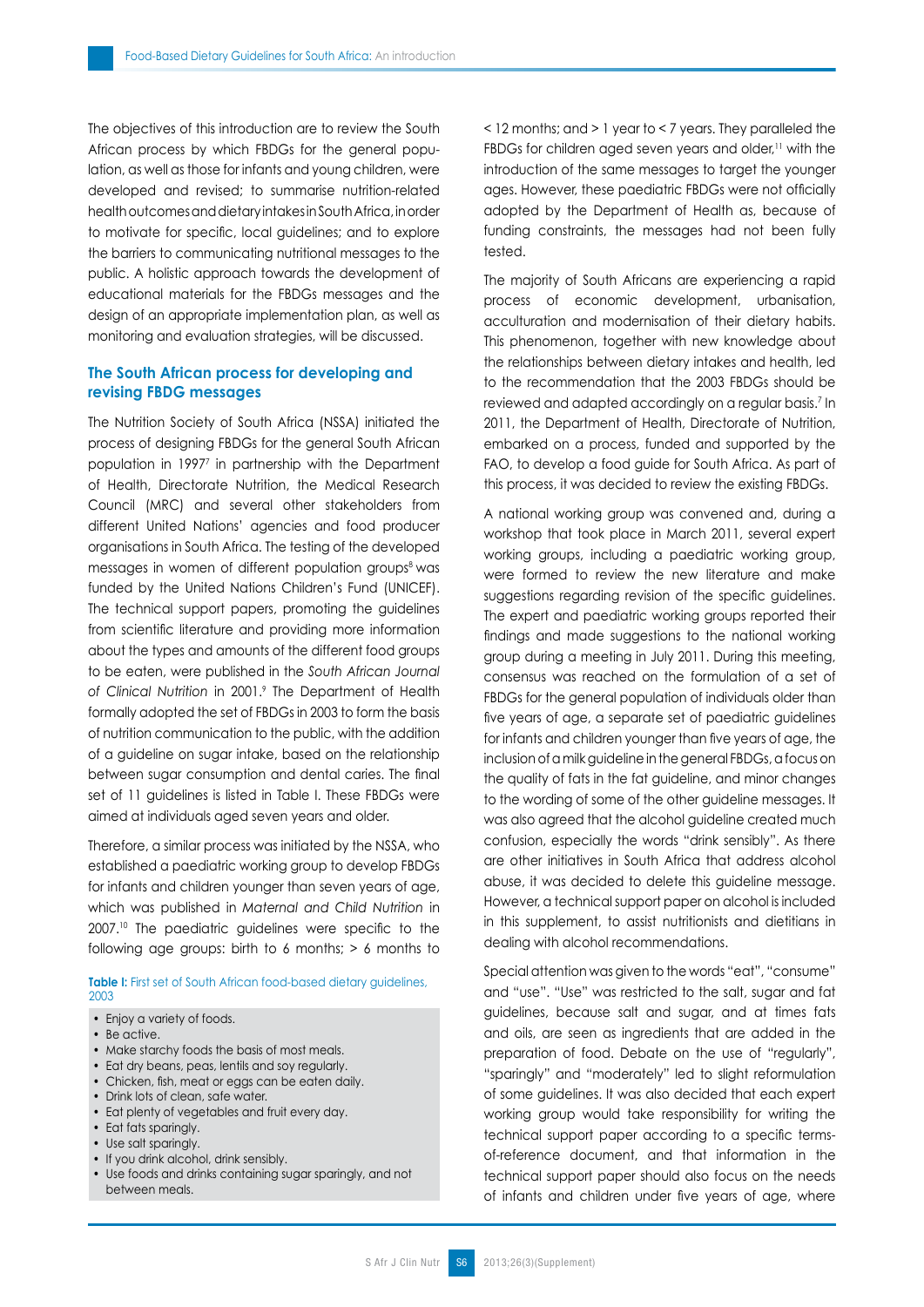The objectives of this introduction are to review the South African process by which FBDGs for the general population, as well as those for infants and young children, were developed and revised; to summarise nutrition-related health outcomes and dietary intakes in South Africa, in order to motivate for specific, local guidelines; and to explore the barriers to communicating nutritional messages to the public. A holistic approach towards the development of educational materials for the FBDGs messages and the design of an appropriate implementation plan, as well as monitoring and evaluation strategies, will be discussed.

## The South African process for developing and revising FBDG messages

The Nutrition Society of South Africa (NSSA) initiated the process of designing FBDGs for the general South African population in 1997[7] in partnership with the Department of Health, Directorate Nutrition, the Medical Research Council (MRC) and several other stakeholders from different United Nations' agencies and food producer organisations in South Africa. The testing of the developed messages in women of different population groups[8] was funded by the United Nations Children's Fund (UNICEF). The technical support papers, promoting the guidelines from scientific literature and providing more information about the types and amounts of the different food groups to be eaten, were published in the *South African Journal of Clinical Nutrition* in 2001.[9] The Department of Health formally adopted the set of FBDGs in 2003 to form the basis of nutrition communication to the public, with the addition of a guideline on sugar intake, based on the relationship between sugar consumption and dental caries. The final set of 11 guidelines is listed in Table I. These FBDGs were aimed at individuals aged seven years and older.

Therefore, a similar process was initiated by the NSSA, who established a paediatric working group to develop FBDGs for infants and children younger than seven years of age, which was published in *Maternal and Child Nutrition* in 2007.[10] The paediatric guidelines were specific to the following age groups: birth to 6 months; > 6 months to < 12 months; and > 1 year to < 7 years. They paralleled the FBDGs for children aged seven years and older,[11] with the introduction of the same messages to target the younger ages. However, these paediatric FBDGs were not officially adopted by the Department of Health as, because of funding constraints, the messages had not been fully tested.

**Table I:** First set of South African food-based dietary guidelines, 2003

- Enjoy a variety of foods.
- Be active.
- Make starchy foods the basis of most meals.
- Eat dry beans, peas, lentils and soy regularly.
- Chicken, fish, meat or eggs can be eaten daily.
- Drink lots of clean, safe water.
- Eat plenty of vegetables and fruit every day.
- Eat fats sparingly.
- Use salt sparingly.
- If you drink alcohol, drink sensibly.
- Use foods and drinks containing sugar sparingly, and not between meals.

The majority of South Africans are experiencing a rapid process of economic development, urbanisation, acculturation and modernisation of their dietary habits. This phenomenon, together with new knowledge about the relationships between dietary intakes and health, led to the recommendation that the 2003 FBDGs should be reviewed and adapted accordingly on a regular basis.[7] In 2011, the Department of Health, Directorate of Nutrition, embarked on a process, funded and supported by the FAO, to develop a food guide for South Africa. As part of this process, it was decided to review the existing FBDGs.

A national working group was convened and, during a workshop that took place in March 2011, several expert working groups, including a paediatric working group, were formed to review the new literature and make suggestions regarding revision of the specific guidelines. The expert and paediatric working groups reported their findings and made suggestions to the national working group during a meeting in July 2011. During this meeting, consensus was reached on the formulation of a set of FBDGs for the general population of individuals older than five years of age, a separate set of paediatric guidelines for infants and children younger than five years of age, the inclusion of a milk guideline in the general FBDGs, a focus on the quality of fats in the fat guideline, and minor changes to the wording of some of the other guideline messages. It was also agreed that the alcohol guideline created much confusion, especially the words "drink sensibly". As there are other initiatives in South Africa that address alcohol abuse, it was decided to delete this guideline message. However, a technical support paper on alcohol is included in this supplement, to assist nutritionists and dietitians in dealing with alcohol recommendations.

Special attention was given to the words "eat", "consume" and "use". "Use" was restricted to the salt, sugar and fat guidelines, because salt and sugar, and at times fats and oils, are seen as ingredients that are added in the preparation of food. Debate on the use of "regularly", "sparingly" and "moderately" led to slight reformulation of some guidelines. It was also decided that each expert working group would take responsibility for writing the technical support paper according to a specific terms-of-reference document, and that information in the technical support paper should also focus on the needs of infants and children under five years of age, where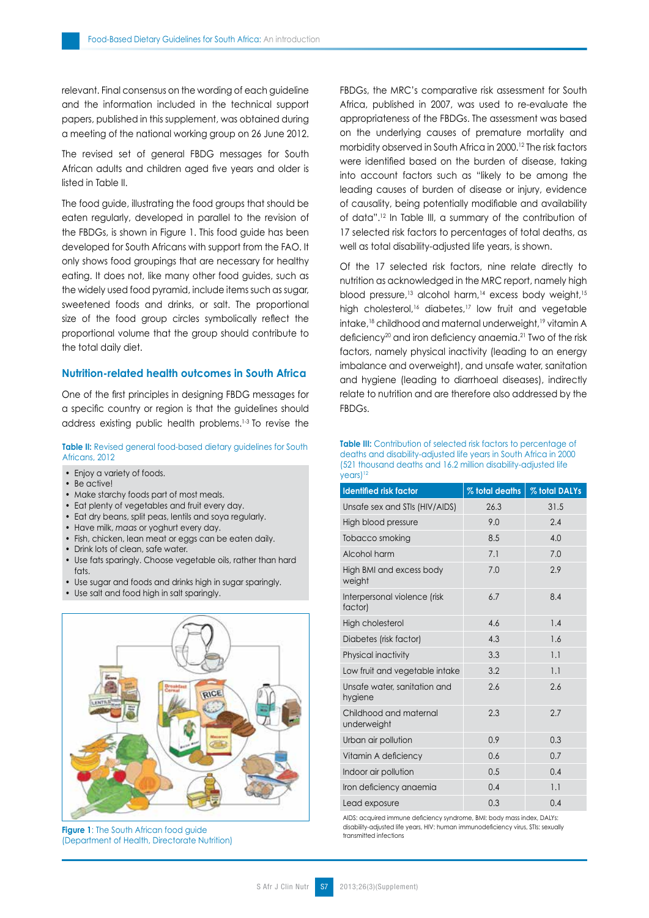relevant. Final consensus on the wording of each guideline and the information included in the technical support papers, published in this supplement, was obtained during a meeting of the national working group on 26 June 2012.

The revised set of general FBDG messages for South African adults and children aged five years and older is listed in Table II.

The food guide, illustrating the food groups that should be eaten regularly, developed in parallel to the revision of the FBDGs, is shown in Figure 1. This food guide has been developed for South Africans with support from the FAO. It only shows food groupings that are necessary for healthy eating. It does not, like many other food guides, such as the widely used food pyramid, include items such as sugar, sweetened foods and drinks, or salt. The proportional size of the food group circles symbolically reflect the proportional volume that the group should contribute to the total daily diet.

**Table II:** Revised general food-based dietary guidelines for South Africans, 2012

- Enjoy a variety of foods.
- Be active!
- Make starchy foods part of most meals.
- Eat plenty of vegetables and fruit every day.
- Eat dry beans, split peas, lentils and soya regularly.
- Have milk, *maas* or yoghurt every day.
- Fish, chicken, lean meat or eggs can be eaten daily.
- Drink lots of clean, safe water.
- Use fats sparingly. Choose vegetable oils, rather than hard fats.
- Use sugar and foods and drinks high in sugar sparingly.
- Use salt and food high in salt sparingly.

**Figure 1**: The South African food guide (Department of Health, Directorate Nutrition)

## Nutrition-related health outcomes in South Africa

One of the first principles in designing FBDG messages for a specific country or region is that the guidelines should address existing public health problems.[1-3] To revise the FBDGs, the MRC's comparative risk assessment for South Africa, published in 2007, was used to re-evaluate the appropriateness of the FBDGs. The assessment was based on the underlying causes of premature mortality and morbidity observed in South Africa in 2000.[12] The risk factors were identified based on the burden of disease, taking into account factors such as "likely to be among the leading causes of burden of disease or injury, evidence of causality, being potentially modifiable and availability of data".[12] In Table III, a summary of the contribution of 17 selected risk factors to percentages of total deaths, as well as total disability-adjusted life years, is shown.

Of the 17 selected risk factors, nine relate directly to nutrition as acknowledged in the MRC report, namely high blood pressure,[13] alcohol harm,[14] excess body weight,[15] high cholesterol,[16] diabetes,[17] low fruit and vegetable intake,[18] childhood and maternal underweight,[19] vitamin A deficiency[20] and iron deficiency anaemia.[21] Two of the risk factors, namely physical inactivity (leading to an energy imbalance and overweight), and unsafe water, sanitation and hygiene (leading to diarrhoeal diseases), indirectly relate to nutrition and are therefore also addressed by the FBDGs.

**Table III:** Contribution of selected risk factors to percentage of deaths and disability-adjusted life years in South Africa in 2000 (521 thousand deaths and 16.2 million disability-adjusted life years)[12]

| Identified risk factor | % total deaths | % total DALYs |
|---|---|---|
| Unsafe sex and STIs (HIV/AIDS) | 26.3 | 31.5 |
| High blood pressure | 9.0 | 2.4 |
| Tobacco smoking | 8.5 | 4.0 |
| Alcohol harm | 7.1 | 7.0 |
| High BMI and excess body weight | 7.0 | 2.9 |
| Interpersonal violence (risk factor) | 6.7 | 8.4 |
| High cholesterol | 4.6 | 1.4 |
| Diabetes (risk factor) | 4.3 | 1.6 |
| Physical inactivity | 3.3 | 1.1 |
| Low fruit and vegetable intake | 3.2 | 1.1 |
| Unsafe water, sanitation and hygiene | 2.6 | 2.6 |
| Childhood and maternal underweight | 2.3 | 2.7 |
| Urban air pollution | 0.9 | 0.3 |
| Vitamin A deficiency | 0.6 | 0.7 |
| Indoor air pollution | 0.5 | 0.4 |
| Iron deficiency anaemia | 0.4 | 1.1 |
| Lead exposure | 0.3 | 0.4 |

AIDS: acquired immune deficiency syndrome, BMI: body mass index, DALYs: disability-adjusted life years, HIV: human immunodeficiency virus, STIs: sexually transmitted infections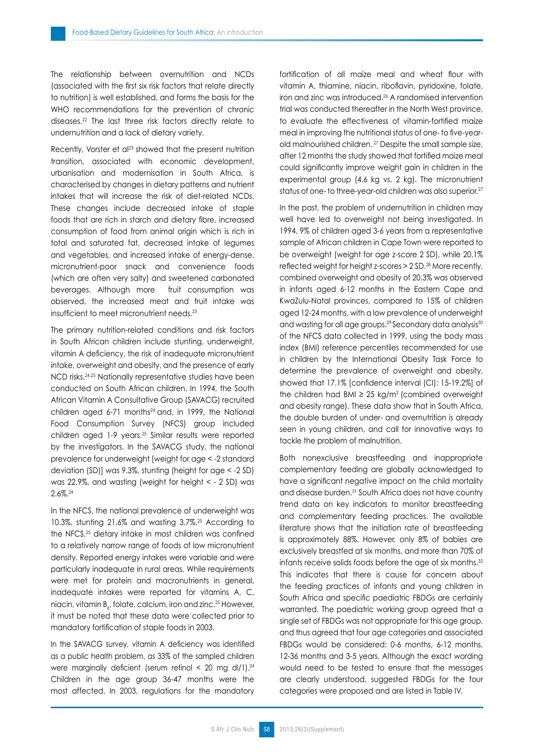The relationship between overnutrition and NCDs (associated with the first six risk factors that relate directly to nutrition) is well established, and forms the basis for the WHO recommendations for the prevention of chronic diseases.[22] The last three risk factors directly relate to undernutrition and a lack of dietary variety.

Recently, Vorster et al[23] showed that the present nutrition transition, associated with economic development, urbanisation and modernisation in South Africa, is characterised by changes in dietary patterns and nutrient intakes that will increase the risk of diet-related NCDs. These changes include decreased intake of staple foods that are rich in starch and dietary fibre, increased consumption of food from animal origin which is rich in total and saturated fat, decreased intake of legumes and vegetables, and increased intake of energy-dense, micronutrient-poor snack and convenience foods (which are often very salty) and sweetened carbonated beverages. Although more fruit consumption was observed, the increased meat and fruit intake was insufficient to meet micronutrient needs.[23]

The primary nutrition-related conditions and risk factors in South African children include stunting, underweight, vitamin A deficiency, the risk of inadequate micronutrient intake, overweight and obesity, and the presence of early NCD risks.[24,25] Nationally representative studies have been conducted on South African children. In 1994, the South African Vitamin A Consultative Group (SAVACG) recruited children aged 6-71 months[24] and, in 1999, the National Food Consumption Survey (NFCS) group included children aged 1-9 years.[25] Similar results were reported by the investigators. In the SAVACG study, the national prevalence for underweight [weight for age < -2 standard deviation (SD)] was 9.3%, stunting (height for age < -2 SD) was 22.9%, and wasting (weight for height < - 2 SD) was 2.6%.[24]

In the NFCS, the national prevalence of underweight was 10.3%, stunting 21.6% and wasting 3.7%.[25] According to the NFCS,[25] dietary intake in most children was confined to a relatively narrow range of foods of low micronutrient density. Reported energy intakes were variable and were particularly inadequate in rural areas. While requirements were met for protein and macronutrients in general, inadequate intakes were reported for vitamins A, C, niacin, vitamin $B_6$, folate, calcium, iron and zinc.[25] However, it must be noted that these data were collected prior to mandatory fortification of staple foods in 2003.

In the SAVACG survey, vitamin A deficiency was identified as a public health problem, as 33% of the sampled children were marginally deficient (serum retinol < 20 mg dl/1).[24] Children in the age group 36-47 months were the most affected. In 2003, regulations for the mandatory fortification of all maize meal and wheat flour with vitamin A, thiamine, niacin, riboflavin, pyridoxine, folate, iron and zinc was introduced.[26] A randomised intervention trial was conducted thereafter in the North West province, to evaluate the effectiveness of vitamin-fortified maize meal in improving the nutritional status of one- to five-year-old malnourished children.[27] Despite the small sample size, after 12 months the study showed that fortified maize meal could significantly improve weight gain in children in the experimental group (4.6 kg vs. 2 kg). The micronutrient status of one- to three-year-old children was also superior.[27]

In the past, the problem of undernutrition in children may well have led to overweight not being investigated. In 1994, 9% of children aged 3-6 years from a representative sample of African children in Cape Town were reported to be overweight (weight for age z-score 2 SD), while 20.1% reflected weight for height z-scores > 2 SD.[28] More recently, combined overweight and obesity of 20.3% was observed in infants aged 6-12 months in the Eastern Cape and KwaZulu-Natal provinces, compared to 15% of children aged 12-24 months, with a low prevalence of underweight and wasting for all age groups.[29] Secondary data analysis[30] of the NFCS data collected in 1999, using the body mass index (BMI) reference percentiles recommended for use in children by the International Obesity Task Force to determine the prevalence of overweight and obesity, showed that 17.1% [confidence interval (CI): 15-19.2%] of the children had BMI ≥ 25 kg/m$^2$ (combined overweight and obesity range). These data show that in South Africa, the double burden of under- and overnutrition is already seen in young children, and call for innovative ways to tackle the problem of malnutrition.

Both nonexclusive breastfeeding and inappropriate complementary feeding are globally acknowledged to have a significant negative impact on the child mortality and disease burden.[31] South Africa does not have country trend data on key indicators to monitor breastfeeding and complementary feeding practices. The available literature shows that the initiation rate of breastfeeding is approximately 88%. However, only 8% of babies are exclusively breastfed at six months, and more than 70% of infants receive solids foods before the age of six months.[32] This indicates that there is cause for concern about the feeding practices of infants and young children in South Africa and specific paediatric FBDGs are certainly warranted. The paediatric working group agreed that a single set of FBDGs was not appropriate for this age group, and thus agreed that four age categories and associated FBDGs would be considered: 0-6 months, 6-12 months, 12-36 months and 3-5 years. Although the exact wording would need to be tested to ensure that the messages are clearly understood, suggested FBDGs for the four categories were proposed and are listed in Table IV.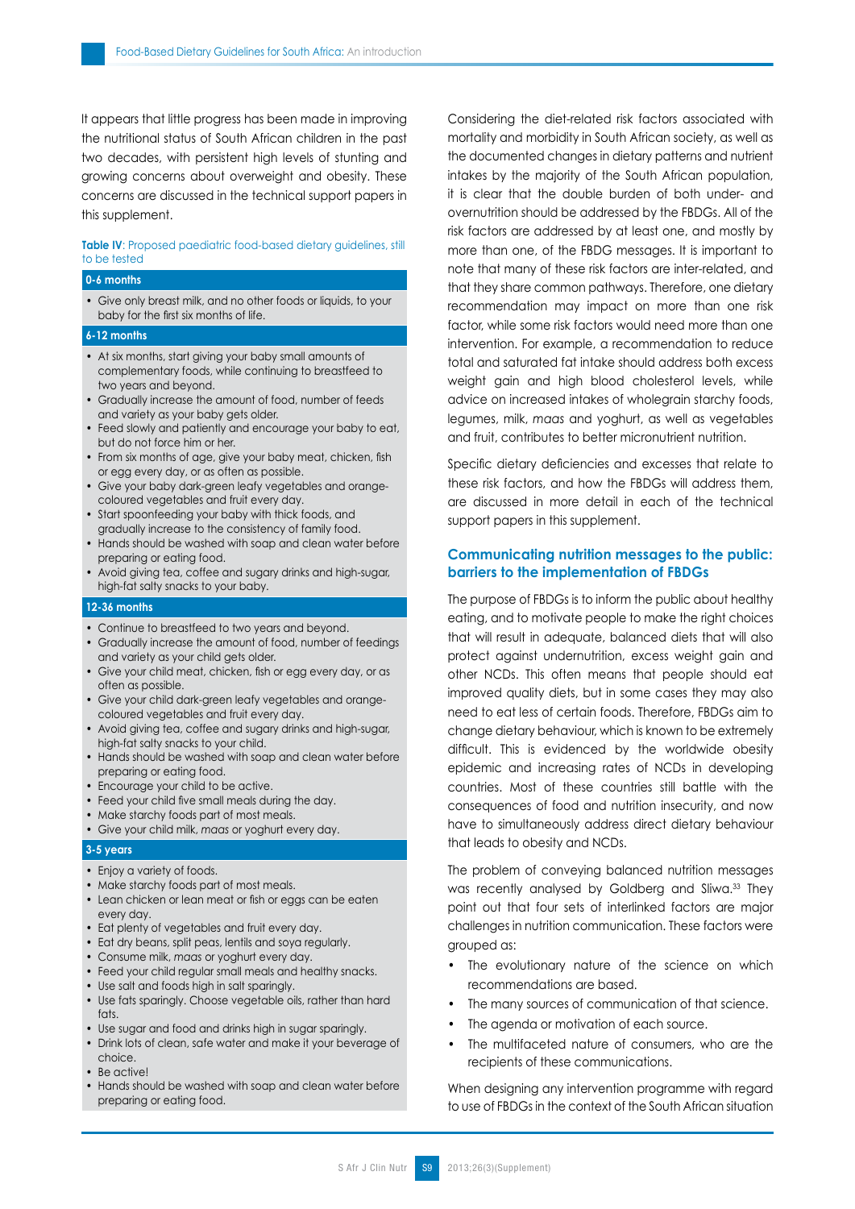It appears that little progress has been made in improving the nutritional status of South African children in the past two decades, with persistent high levels of stunting and growing concerns about overweight and obesity. These concerns are discussed in the technical support papers in this supplement.

**Table IV**: Proposed paediatric food-based dietary guidelines, still to be tested

| **0-6 months** |
|---|
| • Give only breast milk, and no other foods or liquids, to your baby for the first six months of life. |
| **6-12 months** |
| • At six months, start giving your baby small amounts of complementary foods, while continuing to breastfeed to two years and beyond.<br>• Gradually increase the amount of food, number of feeds and variety as your baby gets older.<br>• Feed slowly and patiently and encourage your baby to eat, but do not force him or her.<br>• From six months of age, give your baby meat, chicken, fish or egg every day, or as often as possible.<br>• Give your baby dark-green leafy vegetables and orange-coloured vegetables and fruit every day.<br>• Start spoonfeeding your baby with thick foods, and gradually increase to the consistency of family food.<br>• Hands should be washed with soap and clean water before preparing or eating food.<br>• Avoid giving tea, coffee and sugary drinks and high-sugar, high-fat salty snacks to your baby. |
| **12-36 months** |
| • Continue to breastfeed to two years and beyond.<br>• Gradually increase the amount of food, number of feedings and variety as your child gets older.<br>• Give your child meat, chicken, fish or egg every day, or as often as possible.<br>• Give your child dark-green leafy vegetables and orange-coloured vegetables and fruit every day.<br>• Avoid giving tea, coffee and sugary drinks and high-sugar, high-fat salty snacks to your child.<br>• Hands should be washed with soap and clean water before preparing or eating food.<br>• Encourage your child to be active.<br>• Feed your child five small meals during the day.<br>• Make starchy foods part of most meals.<br>• Give your child milk, *maas* or yoghurt every day. |
| **3-5 years** |
| • Enjoy a variety of foods.<br>• Make starchy foods part of most meals.<br>• Lean chicken or lean meat or fish or eggs can be eaten every day.<br>• Eat plenty of vegetables and fruit every day.<br>• Eat dry beans, split peas, lentils and soya regularly.<br>• Consume milk, *maas* or yoghurt every day.<br>• Feed your child regular small meals and healthy snacks.<br>• Use salt and foods high in salt sparingly.<br>• Use fats sparingly. Choose vegetable oils, rather than hard fats.<br>• Use sugar and food and drinks high in sugar sparingly.<br>• Drink lots of clean, safe water and make it your beverage of choice.<br>• Be active!<br>• Hands should be washed with soap and clean water before preparing or eating food. |

Considering the diet-related risk factors associated with mortality and morbidity in South African society, as well as the documented changes in dietary patterns and nutrient intakes by the majority of the South African population, it is clear that the double burden of both under- and overnutrition should be addressed by the FBDGs. All of the risk factors are addressed by at least one, and mostly by more than one, of the FBDG messages. It is important to note that many of these risk factors are inter-related, and that they share common pathways. Therefore, one dietary recommendation may impact on more than one risk factor, while some risk factors would need more than one intervention. For example, a recommendation to reduce total and saturated fat intake should address both excess weight gain and high blood cholesterol levels, while advice on increased intakes of wholegrain starchy foods, legumes, milk, *maas* and yoghurt, as well as vegetables and fruit, contributes to better micronutrient nutrition.

Specific dietary deficiencies and excesses that relate to these risk factors, and how the FBDGs will address them, are discussed in more detail in each of the technical support papers in this supplement.

## Communicating nutrition messages to the public: barriers to the implementation of FBDGs

The purpose of FBDGs is to inform the public about healthy eating, and to motivate people to make the right choices that will result in adequate, balanced diets that will also protect against undernutrition, excess weight gain and other NCDs. This often means that people should eat improved quality diets, but in some cases they may also need to eat less of certain foods. Therefore, FBDGs aim to change dietary behaviour, which is known to be extremely difficult. This is evidenced by the worldwide obesity epidemic and increasing rates of NCDs in developing countries. Most of these countries still battle with the consequences of food and nutrition insecurity, and now have to simultaneously address direct dietary behaviour that leads to obesity and NCDs.

The problem of conveying balanced nutrition messages was recently analysed by Goldberg and Sliwa.[33] They point out that four sets of interlinked factors are major challenges in nutrition communication. These factors were grouped as:

- The evolutionary nature of the science on which recommendations are based.
- The many sources of communication of that science.
- The agenda or motivation of each source.
- The multifaceted nature of consumers, who are the recipients of these communications.

When designing any intervention programme with regard to use of FBDGs in the context of the South African situation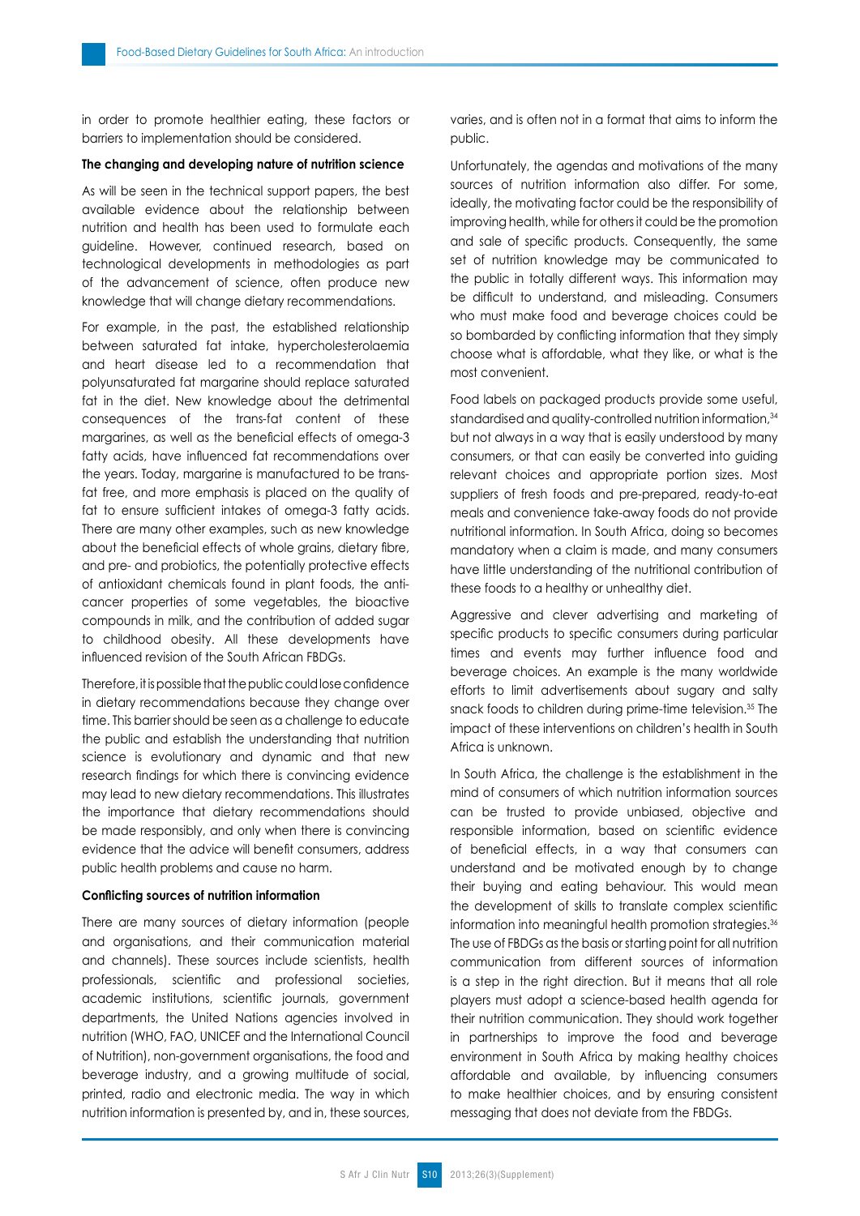in order to promote healthier eating, these factors or barriers to implementation should be considered.

**The changing and developing nature of nutrition science**

As will be seen in the technical support papers, the best available evidence about the relationship between nutrition and health has been used to formulate each guideline. However, continued research, based on technological developments in methodologies as part of the advancement of science, often produce new knowledge that will change dietary recommendations.

For example, in the past, the established relationship between saturated fat intake, hypercholesterolaemia and heart disease led to a recommendation that polyunsaturated fat margarine should replace saturated fat in the diet. New knowledge about the detrimental consequences of the trans-fat content of these margarines, as well as the beneficial effects of omega-3 fatty acids, have influenced fat recommendations over the years. Today, margarine is manufactured to be trans-fat free, and more emphasis is placed on the quality of fat to ensure sufficient intakes of omega-3 fatty acids. There are many other examples, such as new knowledge about the beneficial effects of whole grains, dietary fibre, and pre- and probiotics, the potentially protective effects of antioxidant chemicals found in plant foods, the anti-cancer properties of some vegetables, the bioactive compounds in milk, and the contribution of added sugar to childhood obesity. All these developments have influenced revision of the South African FBDGs.

Therefore, it is possible that the public could lose confidence in dietary recommendations because they change over time. This barrier should be seen as a challenge to educate the public and establish the understanding that nutrition science is evolutionary and dynamic and that new research findings for which there is convincing evidence may lead to new dietary recommendations. This illustrates the importance that dietary recommendations should be made responsibly, and only when there is convincing evidence that the advice will benefit consumers, address public health problems and cause no harm.

**Conflicting sources of nutrition information**

There are many sources of dietary information (people and organisations, and their communication material and channels). These sources include scientists, health professionals, scientific and professional societies, academic institutions, scientific journals, government departments, the United Nations agencies involved in nutrition (WHO, FAO, UNICEF and the International Council of Nutrition), non-government organisations, the food and beverage industry, and a growing multitude of social, printed, radio and electronic media. The way in which nutrition information is presented by, and in, these sources, varies, and is often not in a format that aims to inform the public.

Unfortunately, the agendas and motivations of the many sources of nutrition information also differ. For some, ideally, the motivating factor could be the responsibility of improving health, while for others it could be the promotion and sale of specific products. Consequently, the same set of nutrition knowledge may be communicated to the public in totally different ways. This information may be difficult to understand, and misleading. Consumers who must make food and beverage choices could be so bombarded by conflicting information that they simply choose what is affordable, what they like, or what is the most convenient.

Food labels on packaged products provide some useful, standardised and quality-controlled nutrition information,[34] but not always in a way that is easily understood by many consumers, or that can easily be converted into guiding relevant choices and appropriate portion sizes. Most suppliers of fresh foods and pre-prepared, ready-to-eat meals and convenience take-away foods do not provide nutritional information. In South Africa, doing so becomes mandatory when a claim is made, and many consumers have little understanding of the nutritional contribution of these foods to a healthy or unhealthy diet.

Aggressive and clever advertising and marketing of specific products to specific consumers during particular times and events may further influence food and beverage choices. An example is the many worldwide efforts to limit advertisements about sugary and salty snack foods to children during prime-time television.[35] The impact of these interventions on children's health in South Africa is unknown.

In South Africa, the challenge is the establishment in the mind of consumers of which nutrition information sources can be trusted to provide unbiased, objective and responsible information, based on scientific evidence of beneficial effects, in a way that consumers can understand and be motivated enough by to change their buying and eating behaviour. This would mean the development of skills to translate complex scientific information into meaningful health promotion strategies.[36] The use of FBDGs as the basis or starting point for all nutrition communication from different sources of information is a step in the right direction. But it means that all role players must adopt a science-based health agenda for their nutrition communication. They should work together in partnerships to improve the food and beverage environment in South Africa by making healthy choices affordable and available, by influencing consumers to make healthier choices, and by ensuring consistent messaging that does not deviate from the FBDGs.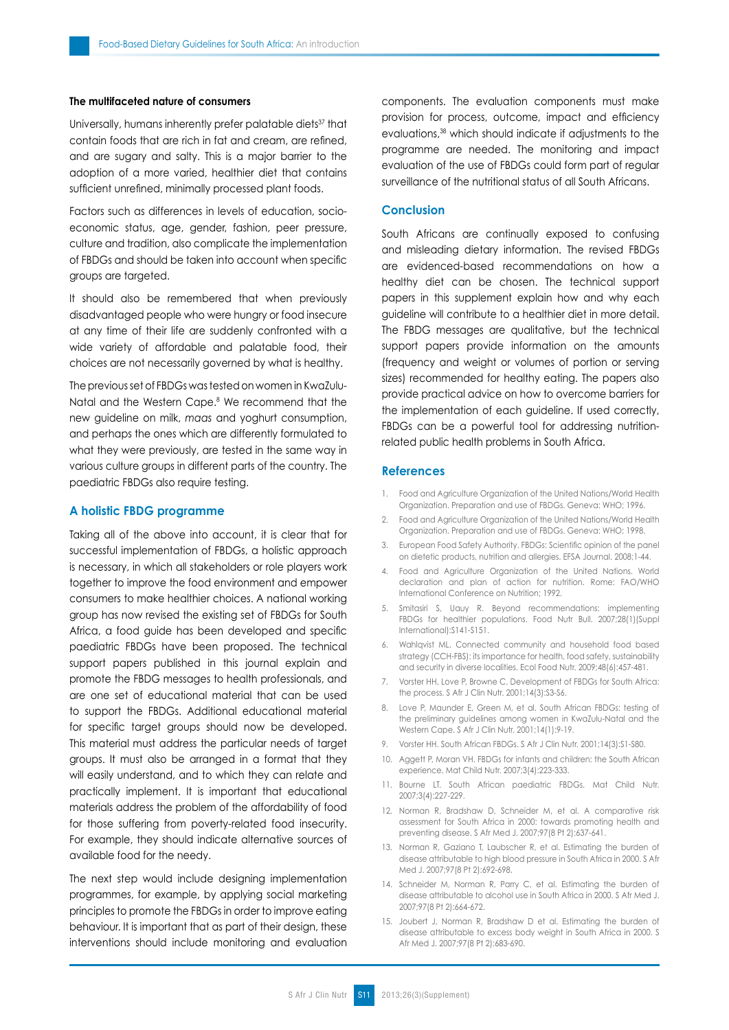**The multifaceted nature of consumers**

Universally, humans inherently prefer palatable diets[37] that contain foods that are rich in fat and cream, are refined, and are sugary and salty. This is a major barrier to the adoption of a more varied, healthier diet that contains sufficient unrefined, minimally processed plant foods.

Factors such as differences in levels of education, socio-economic status, age, gender, fashion, peer pressure, culture and tradition, also complicate the implementation of FBDGs and should be taken into account when specific groups are targeted.

It should also be remembered that when previously disadvantaged people who were hungry or food insecure at any time of their life are suddenly confronted with a wide variety of affordable and palatable food, their choices are not necessarily governed by what is healthy.

The previous set of FBDGs was tested on women in KwaZulu-Natal and the Western Cape.[8] We recommend that the new guideline on milk, *maas* and yoghurt consumption, and perhaps the ones which are differently formulated to what they were previously, are tested in the same way in various culture groups in different parts of the country. The paediatric FBDGs also require testing.

## A holistic FBDG programme

Taking all of the above into account, it is clear that for successful implementation of FBDGs, a holistic approach is necessary, in which all stakeholders or role players work together to improve the food environment and empower consumers to make healthier choices. A national working group has now revised the existing set of FBDGs for South Africa, a food guide has been developed and specific paediatric FBDGs have been proposed. The technical support papers published in this journal explain and promote the FBDG messages to health professionals, and are one set of educational material that can be used to support the FBDGs. Additional educational material for specific target groups should now be developed. This material must address the particular needs of target groups. It must also be arranged in a format that they will easily understand, and to which they can relate and practically implement. It is important that educational materials address the problem of the affordability of food for those suffering from poverty-related food insecurity. For example, they should indicate alternative sources of available food for the needy.

The next step would include designing implementation programmes, for example, by applying social marketing principles to promote the FBDGs in order to improve eating behaviour. It is important that as part of their design, these interventions should include monitoring and evaluation components. The evaluation components must make provision for process, outcome, impact and efficiency evaluations,[38] which should indicate if adjustments to the programme are needed. The monitoring and impact evaluation of the use of FBDGs could form part of regular surveillance of the nutritional status of all South Africans.

## Conclusion

South Africans are continually exposed to confusing and misleading dietary information. The revised FBDGs are evidenced-based recommendations on how a healthy diet can be chosen. The technical support papers in this supplement explain how and why each guideline will contribute to a healthier diet in more detail. The FBDG messages are qualitative, but the technical support papers provide information on the amounts (frequency and weight or volumes of portion or serving sizes) recommended for healthy eating. The papers also provide practical advice on how to overcome barriers for the implementation of each guideline. If used correctly, FBDGs can be a powerful tool for addressing nutrition-related public health problems in South Africa.

## References

1. Food and Agriculture Organization of the United Nations/World Health Organization. Preparation and use of FBDGs. Geneva: WHO; 1996.
2. Food and Agriculture Organization of the United Nations/World Health Organization. Preparation and use of FBDGs. Geneva: WHO; 1998.
3. European Food Safety Authority. FBDGs: Scientific opinion of the panel on dietetic products, nutrition and allergies. EFSA Journal. 2008;1-44.
4. Food and Agriculture Organization of the United Nations. World declaration and plan of action for nutrition. Rome: FAO/WHO International Conference on Nutrition; 1992.
5. Smitasiri S, Uauy R. Beyond recommendations: implementing FBDGs for healthier populations. Food Nutr Bull. 2007;28(1)(Suppl International):S141-S151.
6. Wahlqvist ML. Connected community and household food based strategy (CCH-FBS): its importance for health, food safety, sustainability and security in diverse localities. Ecol Food Nutr. 2009;48(6):457-481.
7. Vorster HH, Love P, Browne C. Development of FBDGs for South Africa: the process. S Afr J Clin Nutr. 2001;14(3):S3-S6.
8. Love P, Maunder E, Green M, et al. South African FBDGs: testing of the preliminary guidelines among women in KwaZulu-Natal and the Western Cape. S Afr J Clin Nutr. 2001;14(1):9-19.
9. Vorster HH. South African FBDGs. S Afr J Clin Nutr. 2001;14(3):S1-S80.
10. Aggett P, Moran VH. FBDGs for infants and children: the South African experience. Mat Child Nutr. 2007;3(4):223-333.
11. Bourne LT. South African paediatric FBDGs. Mat Child Nutr. 2007;3(4):227-229.
12. Norman R, Bradshaw D, Schneider M, et al. A comparative risk assessment for South Africa in 2000: towards promoting health and preventing disease. S Afr Med J. 2007;97(8 Pt 2):637-641.
13. Norman R, Gaziano T, Laubscher R, et al. Estimating the burden of disease attributable to high blood pressure in South Africa in 2000. S Afr Med J. 2007;97(8 Pt 2):692-698.
14. Schneider M, Norman R, Parry C, et al. Estimating the burden of disease attributable to alcohol use in South Africa in 2000. S Afr Med J. 2007;97(8 Pt 2):664-672.
15. Joubert J, Norman R, Bradshaw D et al. Estimating the burden of disease attributable to excess body weight in South Africa in 2000. S Afr Med J. 2007;97(8 Pt 2):683-690.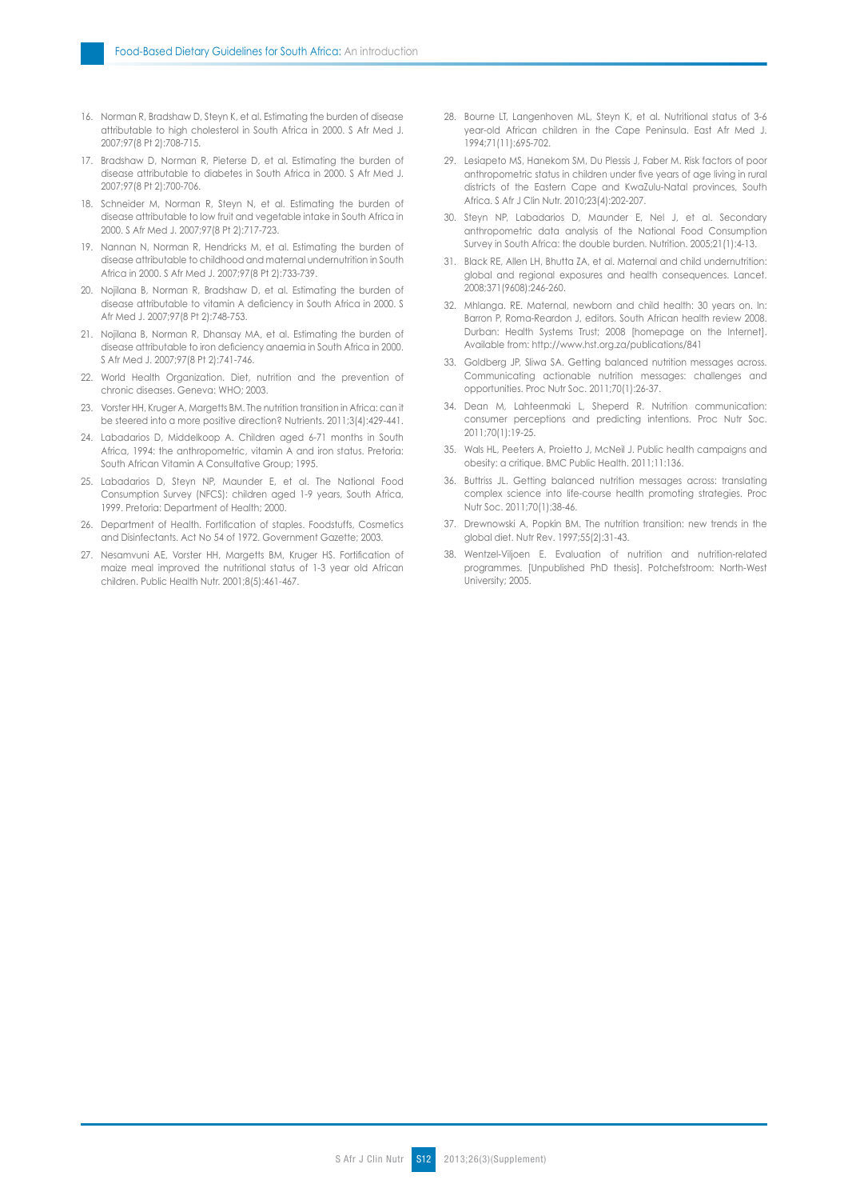16. Norman R, Bradshaw D, Steyn K, et al. Estimating the burden of disease attributable to high cholesterol in South Africa in 2000. S Afr Med J. 2007;97(8 Pt 2):708-715.
17. Bradshaw D, Norman R, Pieterse D, et al. Estimating the burden of disease attributable to diabetes in South Africa in 2000. S Afr Med J. 2007;97(8 Pt 2):700-706.
18. Schneider M, Norman R, Steyn N, et al. Estimating the burden of disease attributable to low fruit and vegetable intake in South Africa in 2000. S Afr Med J. 2007;97(8 Pt 2):717-723.
19. Nannan N, Norman R, Hendricks M, et al. Estimating the burden of disease attributable to childhood and maternal undernutrition in South Africa in 2000. S Afr Med J. 2007;97(8 Pt 2):733-739.
20. Nojilana B, Norman R, Bradshaw D, et al. Estimating the burden of disease attributable to vitamin A deficiency in South Africa in 2000. S Afr Med J. 2007;97(8 Pt 2):748-753.
21. Nojilana B, Norman R, Dhansay MA, et al. Estimating the burden of disease attributable to iron deficiency anaemia in South Africa in 2000. S Afr Med J. 2007;97(8 Pt 2):741-746.
22. World Health Organization. Diet, nutrition and the prevention of chronic diseases. Geneva: WHO; 2003.
23. Vorster HH, Kruger A, Margetts BM. The nutrition transition in Africa: can it be steered into a more positive direction? Nutrients. 2011;3(4):429-441.
24. Labadarios D, Middelkoop A. Children aged 6-71 months in South Africa, 1994: the anthropometric, vitamin A and iron status. Pretoria: South African Vitamin A Consultative Group; 1995.
25. Labadarios D, Steyn NP, Maunder E, et al. The National Food Consumption Survey (NFCS): children aged 1-9 years, South Africa, 1999. Pretoria: Department of Health; 2000.
26. Department of Health. Fortification of staples. Foodstuffs, Cosmetics and Disinfectants. Act No 54 of 1972. Government Gazette; 2003.
27. Nesamvuni AE, Vorster HH, Margetts BM, Kruger HS. Fortification of maize meal improved the nutritional status of 1-3 year old African children. Public Health Nutr. 2001;8(5):461-467.
28. Bourne LT, Langenhoven ML, Steyn K, et al. Nutritional status of 3-6 year-old African children in the Cape Peninsula. East Afr Med J. 1994;71(11):695-702.
29. Lesiapeto MS, Hanekom SM, Du Plessis J, Faber M. Risk factors of poor anthropometric status in children under five years of age living in rural districts of the Eastern Cape and KwaZulu-Natal provinces, South Africa. S Afr J Clin Nutr. 2010;23(4):202-207.
30. Steyn NP, Labadarios D, Maunder E, Nel J, et al. Secondary anthropometric data analysis of the National Food Consumption Survey in South Africa: the double burden. Nutrition. 2005;21(1):4-13.
31. Black RE, Allen LH, Bhutta ZA, et al. Maternal and child undernutrition: global and regional exposures and health consequences. Lancet. 2008;371(9608):246-260.
32. Mhlanga. RE. Maternal, newborn and child health: 30 years on. In: Barron P, Roma-Reardon J, editors. South African health review 2008. Durban: Health Systems Trust; 2008 [homepage on the Internet]. Available from: http://www.hst.org.za/publications/841
33. Goldberg JP, Sliwa SA. Getting balanced nutrition messages across. Communicating actionable nutrition messages: challenges and opportunities. Proc Nutr Soc. 2011;70(1):26-37.
34. Dean M, Lahteenmaki L, Sheperd R. Nutrition communication: consumer perceptions and predicting intentions. Proc Nutr Soc. 2011;70(1):19-25.
35. Wals HL, Peeters A, Proietto J, McNeil J. Public health campaigns and obesity: a critique. BMC Public Health. 2011;11:136.
36. Buttriss JL. Getting balanced nutrition messages across: translating complex science into life-course health promoting strategies. Proc Nutr Soc. 2011;70(1):38-46.
37. Drewnowski A, Popkin BM. The nutrition transition: new trends in the global diet. Nutr Rev. 1997;55(2):31-43.
38. Wentzel-Viljoen E. Evaluation of nutrition and nutrition-related programmes. [Unpublished PhD thesis]. Potchefstroom: North-West University; 2005.